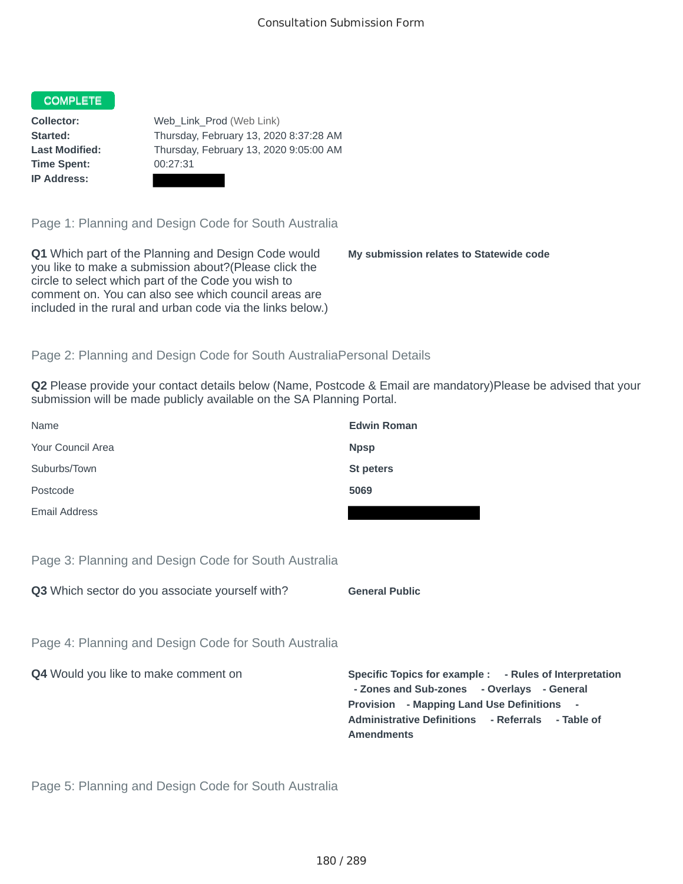Consultation Submission Form

**COMPLETE**

**Collector:** Web_Link_Prod (Web Link)
**Started:** Thursday, February 13, 2020 8:37:28 AM
**Last Modified:** Thursday, February 13, 2020 9:05:00 AM
**Time Spent:** 00:27:31
**IP Address:**

## Page 1: Planning and Design Code for South Australia

**Q1** Which part of the Planning and Design Code would you like to make a submission about?(Please click the circle to select which part of the Code you wish to comment on. You can also see which council areas are included in the rural and urban code via the links below.)

**My submission relates to Statewide code**

## Page 2: Planning and Design Code for South AustraliaPersonal Details

**Q2** Please provide your contact details below (Name, Postcode & Email are mandatory)Please be advised that your submission will be made publicly available on the SA Planning Portal.

| | |
|---|---|
| Name | **Edwin Roman** |
| Your Council Area | **Npsp** |
| Suburbs/Town | **St peters** |
| Postcode | **5069** |
| Email Address | |

## Page 3: Planning and Design Code for South Australia

**Q3** Which sector do you associate yourself with?

**General Public**

## Page 4: Planning and Design Code for South Australia

**Q4** Would you like to make comment on

**Specific Topics for example : - Rules of Interpretation - Zones and Sub-zones - Overlays - General Provision - Mapping Land Use Definitions - Administrative Definitions - Referrals - Table of Amendments**

## Page 5: Planning and Design Code for South Australia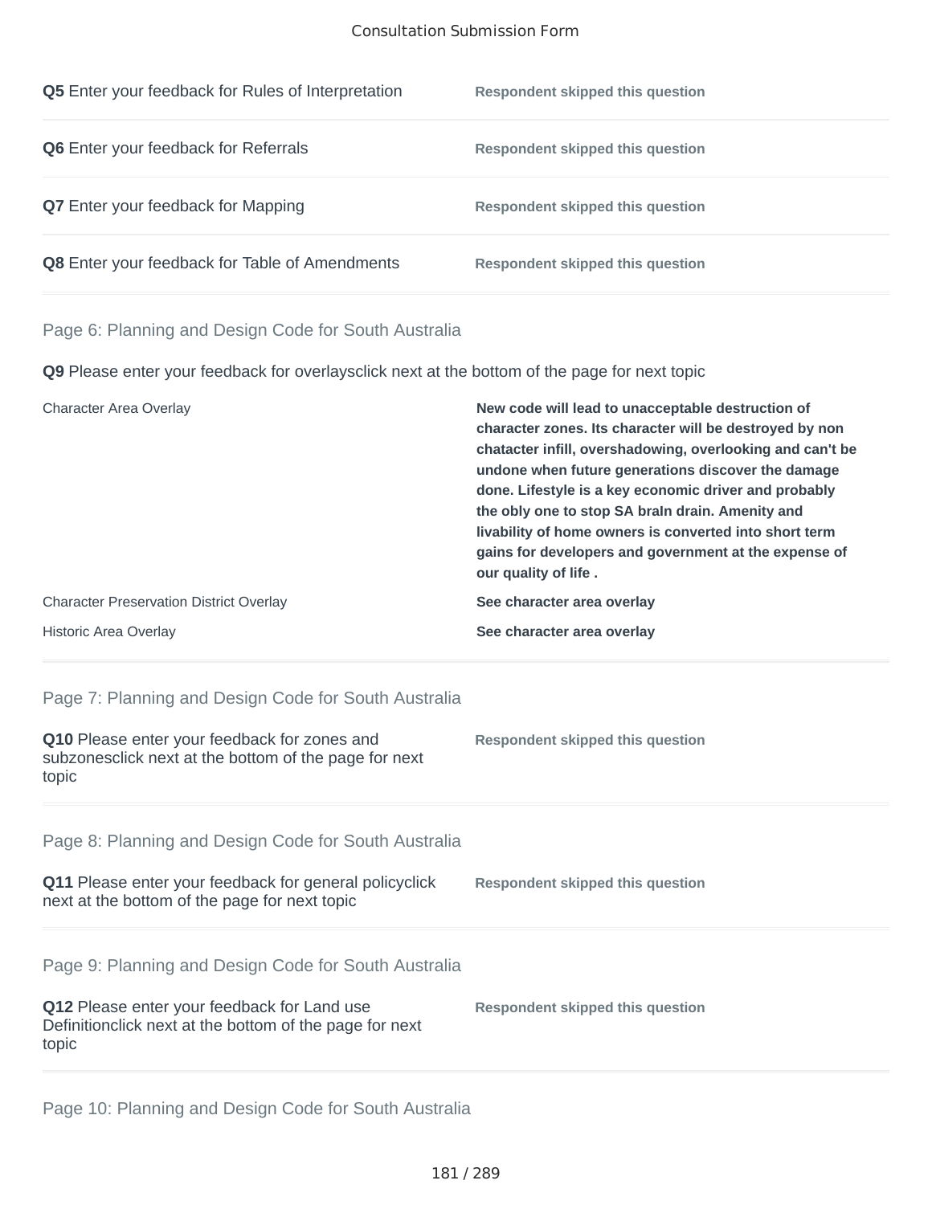**Q5** Enter your feedback for Rules of Interpretation — **Respondent skipped this question**

**Q6** Enter your feedback for Referrals — **Respondent skipped this question**

**Q7** Enter your feedback for Mapping — **Respondent skipped this question**

**Q8** Enter your feedback for Table of Amendments — **Respondent skipped this question**

## Page 6: Planning and Design Code for South Australia

**Q9** Please enter your feedback for overlaysclick next at the bottom of the page for next topic

| | |
|---|---|
| Character Area Overlay | **New code will lead to unacceptable destruction of character zones. Its character will be destroyed by non chatacter infill, overshadowing, overlooking and can't be undone when future generations discover the damage done. Lifestyle is a key economic driver and probably the obly one to stop SA braIn drain. Amenity and livability of home owners is converted into short term gains for developers and government at the expense of our quality of life .** |
| Character Preservation District Overlay | **See character area overlay** |
| Historic Area Overlay | **See character area overlay** |

## Page 7: Planning and Design Code for South Australia

**Q10** Please enter your feedback for zones and subzonesclick next at the bottom of the page for next topic — **Respondent skipped this question**

## Page 8: Planning and Design Code for South Australia

**Q11** Please enter your feedback for general policyclick next at the bottom of the page for next topic — **Respondent skipped this question**

## Page 9: Planning and Design Code for South Australia

**Q12** Please enter your feedback for Land use Definitionclick next at the bottom of the page for next topic — **Respondent skipped this question**

## Page 10: Planning and Design Code for South Australia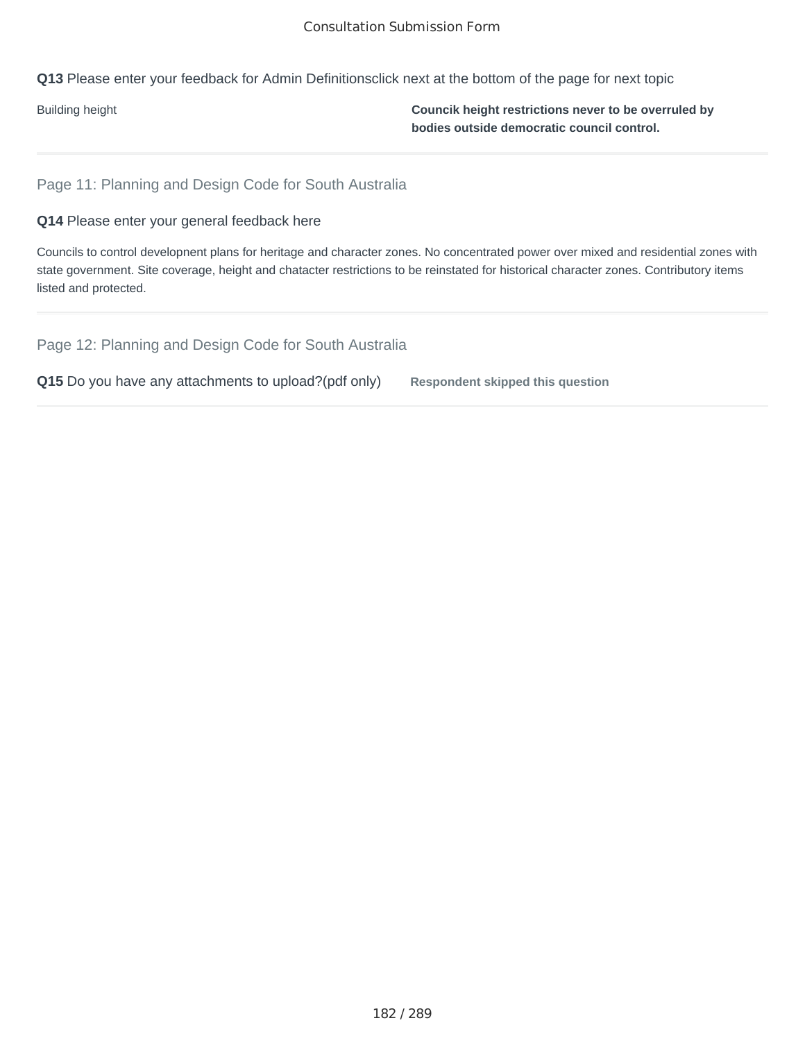**Q13** Please enter your feedback for Admin Definitionsclick next at the bottom of the page for next topic

| | |
|---|---|
| Building height | **Councik height restrictions never to be overruled by bodies outside democratic council control.** |

## Page 11: Planning and Design Code for South Australia

**Q14** Please enter your general feedback here

Councils to control developnent plans for heritage and character zones. No concentrated power over mixed and residential zones with state government. Site coverage, height and chatacter restrictions to be reinstated for historical character zones. Contributory items listed and protected.

## Page 12: Planning and Design Code for South Australia

**Q15** Do you have any attachments to upload?(pdf only) **Respondent skipped this question**